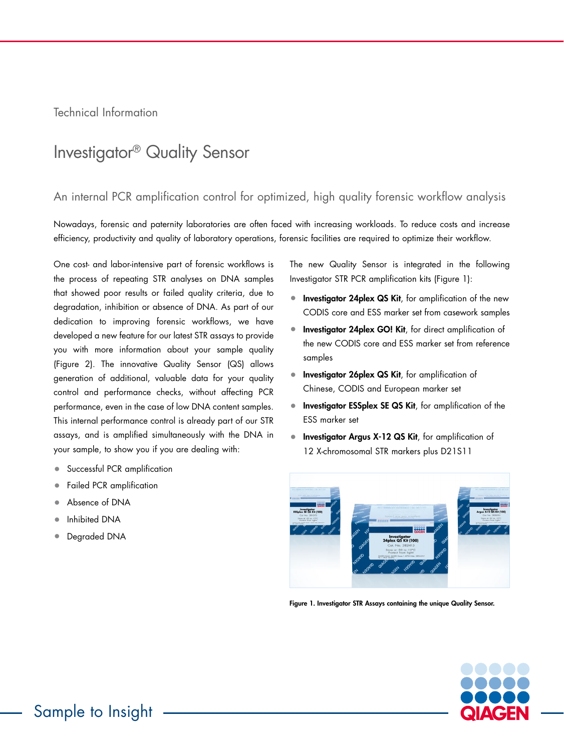Technical Information

# Investigator® Quality Sensor

## An internal PCR amplification control for optimized, high quality forensic workflow analysis

Nowadays, forensic and paternity laboratories are often faced with increasing workloads. To reduce costs and increase efficiency, productivity and quality of laboratory operations, forensic facilities are required to optimize their workflow.

One cost- and labor-intensive part of forensic workflows is the process of repeating STR analyses on DNA samples that showed poor results or failed quality criteria, due to degradation, inhibition or absence of DNA. As part of our dedication to improving forensic workflows, we have developed a new feature for our latest STR assays to provide you with more information about your sample quality (Figure 2). The innovative Quality Sensor (QS) allows generation of additional, valuable data for your quality control and performance checks, without affecting PCR performance, even in the case of low DNA content samples. This internal performance control is already part of our STR assays, and is amplified simultaneously with the DNA in your sample, to show you if you are dealing with:

- Successful PCR amplification
- Failed PCR amplification
- Absence of DNA
- Inhibited DNA
- Degraded DNA

The new Quality Sensor is integrated in the following Investigator STR PCR amplification kits (Figure 1):

- **Investigator 24plex QS Kit**, for amplification of the new CODIS core and ESS marker set from casework samples
- **Investigator 24plex GO! Kit**, for direct amplification of the new CODIS core and ESS marker set from reference samples
- **Investigator 26plex QS Kit**, for amplification of Chinese, CODIS and European marker set
- **Investigator ESSplex SE QS Kit**, for amplification of the ESS marker set
- **Investigator Argus X-12 QS Kit**, for amplification of 12 X-chromosomal STR markers plus D21S11

**Figure 1. Investigator STR Assays containing the unique Quality Sensor.**

Sample to Insight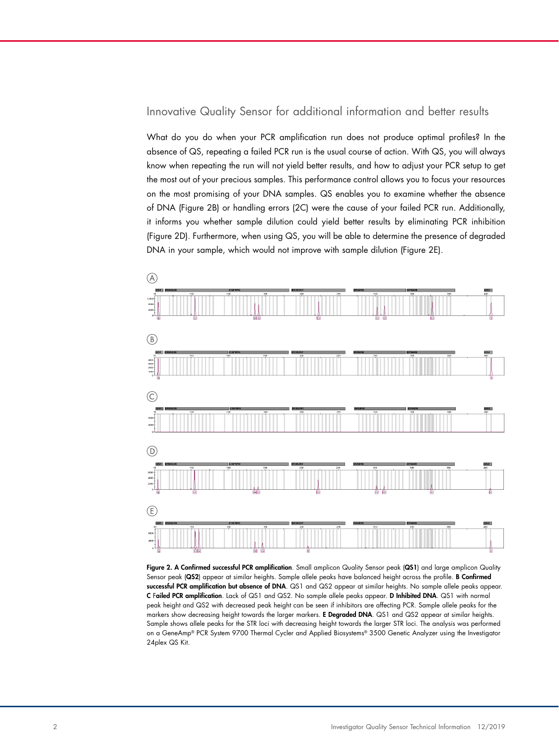## Innovative Quality Sensor for additional information and better results

What do you do when your PCR amplification run does not produce optimal profiles? In the absence of QS, repeating a failed PCR run is the usual course of action. With QS, you will always know when repeating the run will not yield better results, and how to adjust your PCR setup to get the most out of your precious samples. This performance control allows you to focus your resources on the most promising of your DNA samples. QS enables you to examine whether the absence of DNA (Figure 2B) or handling errors (2C) were the cause of your failed PCR run. Additionally, it informs you whether sample dilution could yield better results by eliminating PCR inhibition (Figure 2D). Furthermore, when using QS, you will be able to determine the presence of degraded DNA in your sample, which would not improve with sample dilution (Figure 2E).

A

QS1 D16S539 CSF1PO D13S317 D5S818 D7S820 QS2

B

QS1 D16S539 CSF1PO D13S317 D5S818 D7S820 QS2

C

QS1 D16S539 CSF1PO D13S317 D5S818 D7S820 QS2

D

QS1 D16S539 CSF1PO D13S317 D5S818 D7S820 QS2

E

QS1 D16S539 CSF1PO D13S317 D5S818 D7S820 QS2

**Figure 2. A Confirmed successful PCR amplification**. Small amplicon Quality Sensor peak (**QS1**) and large amplicon Quality Sensor peak (**QS2**) appear at similar heights. Sample allele peaks have balanced height across the profile. **B Confirmed successful PCR amplification but absence of DNA**. QS1 and QS2 appear at similar heights. No sample allele peaks appear. **C Failed PCR amplification**. Lack of QS1 and QS2. No sample allele peaks appear. **D Inhibited DNA**. QS1 with normal peak height and QS2 with decreased peak height can be seen if inhibitors are affecting PCR. Sample allele peaks for the markers show decreasing height towards the larger markers. **E Degraded DNA**. QS1 and QS2 appear at similar heights. Sample shows allele peaks for the STR loci with decreasing height towards the larger STR loci. The analysis was performed on a GeneAmp® PCR System 9700 Thermal Cycler and Applied Biosystems® 3500 Genetic Analyzer using the Investigator 24plex QS Kit.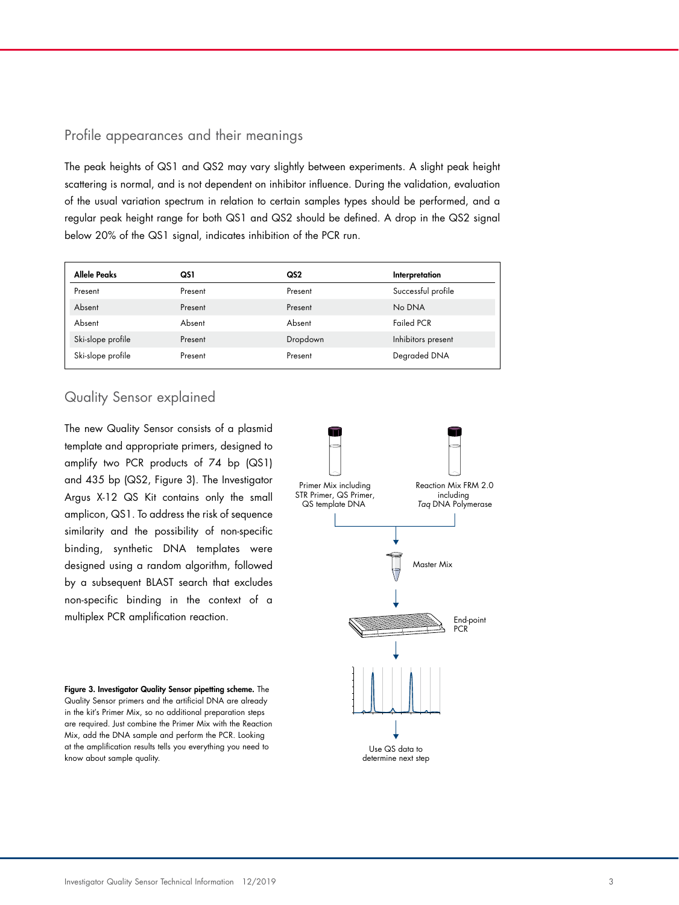## Profile appearances and their meanings

The peak heights of QS1 and QS2 may vary slightly between experiments. A slight peak height scattering is normal, and is not dependent on inhibitor influence. During the validation, evaluation of the usual variation spectrum in relation to certain samples types should be performed, and a regular peak height range for both QS1 and QS2 should be defined. A drop in the QS2 signal below 20% of the QS1 signal, indicates inhibition of the PCR run.

| Allele Peaks | QS1 | QS2 | Interpretation |
|---|---|---|---|
| Present | Present | Present | Successful profile |
| Absent | Present | Present | No DNA |
| Absent | Absent | Absent | Failed PCR |
| Ski-slope profile | Present | Dropdown | Inhibitors present |
| Ski-slope profile | Present | Present | Degraded DNA |

## Quality Sensor explained

The new Quality Sensor consists of a plasmid template and appropriate primers, designed to amplify two PCR products of 74 bp (QS1) and 435 bp (QS2, Figure 3). The Investigator Argus X-12 QS Kit contains only the small amplicon, QS1. To address the risk of sequence similarity and the possibility of non-specific binding, synthetic DNA templates were designed using a random algorithm, followed by a subsequent BLAST search that excludes non-specific binding in the context of a multiplex PCR amplification reaction.

Primer Mix including STR Primer, QS Primer, QS template DNA

Reaction Mix FRM 2.0 including *Taq* DNA Polymerase

Master Mix

End-point PCR

Use QS data to determine next step

**Figure 3. Investigator Quality Sensor pipetting scheme.** The Quality Sensor primers and the artificial DNA are already in the kit's Primer Mix, so no additional preparation steps are required. Just combine the Primer Mix with the Reaction Mix, add the DNA sample and perform the PCR. Looking at the amplification results tells you everything you need to know about sample quality.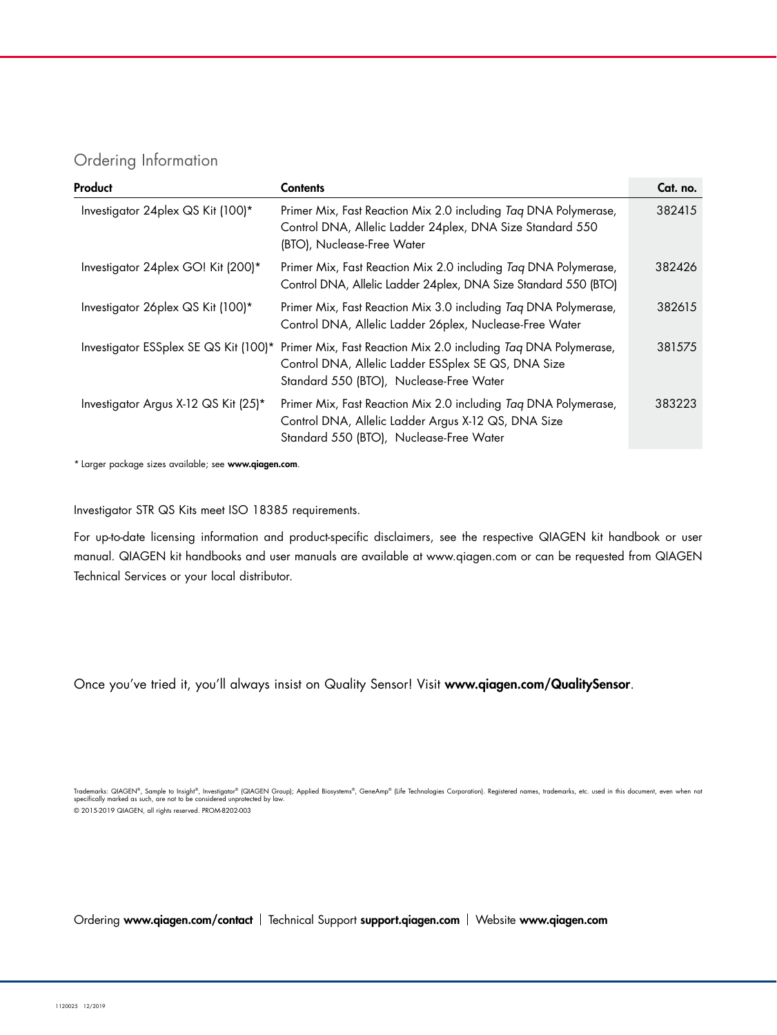## Ordering Information

| **Product** | **Contents** | **Cat. no.** |
|---|---|---|
| Investigator 24plex QS Kit (100)* | Primer Mix, Fast Reaction Mix 2.0 including *Taq* DNA Polymerase, Control DNA, Allelic Ladder 24plex, DNA Size Standard 550 (BTO), Nuclease-Free Water | 382415 |
| Investigator 24plex GO! Kit (200)* | Primer Mix, Fast Reaction Mix 2.0 including *Taq* DNA Polymerase, Control DNA, Allelic Ladder 24plex, DNA Size Standard 550 (BTO) | 382426 |
| Investigator 26plex QS Kit (100)* | Primer Mix, Fast Reaction Mix 3.0 including *Taq* DNA Polymerase, Control DNA, Allelic Ladder 26plex, Nuclease-Free Water | 382615 |
| Investigator ESSplex SE QS Kit (100)* | Primer Mix, Fast Reaction Mix 2.0 including *Taq* DNA Polymerase, Control DNA, Allelic Ladder ESSplex SE QS, DNA Size Standard 550 (BTO), Nuclease-Free Water | 381575 |
| Investigator Argus X-12 QS Kit (25)* | Primer Mix, Fast Reaction Mix 2.0 including *Taq* DNA Polymerase, Control DNA, Allelic Ladder Argus X-12 QS, DNA Size Standard 550 (BTO), Nuclease-Free Water | 383223 |

* Larger package sizes available; see **www.qiagen.com**.

Investigator STR QS Kits meet ISO 18385 requirements.

For up-to-date licensing information and product-specific disclaimers, see the respective QIAGEN kit handbook or user manual. QIAGEN kit handbooks and user manuals are available at www.qiagen.com or can be requested from QIAGEN Technical Services or your local distributor.

Once you've tried it, you'll always insist on Quality Sensor! Visit **www.qiagen.com/QualitySensor**.

Trademarks: QIAGEN®, Sample to Insight®, Investigator® (QIAGEN Group); Applied Biosystems®, GeneAmp® (Life Technologies Corporation). Registered names, trademarks, etc. used in this document, even when not specifically marked as such, are not to be considered unprotected by law.

© 2015-2019 QIAGEN, all rights reserved. PROM-8202-003

Ordering **www.qiagen.com/contact** | Technical Support **support.qiagen.com** | Website **www.qiagen.com**

1120025 12/2019